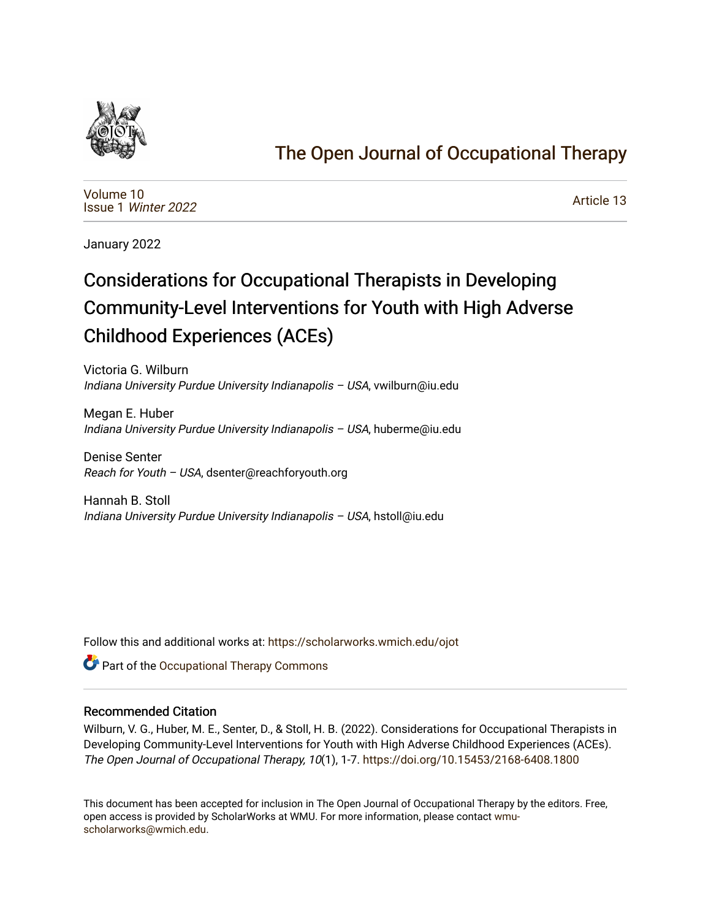The Open Journal of Occupational Therapy

Volume 10
Issue 1 *Winter 2022*

Article 13

January 2022

# Considerations for Occupational Therapists in Developing Community-Level Interventions for Youth with High Adverse Childhood Experiences (ACEs)

Victoria G. Wilburn
*Indiana University Purdue University Indianapolis – USA*, vwilburn@iu.edu

Megan E. Huber
*Indiana University Purdue University Indianapolis – USA*, huberme@iu.edu

Denise Senter
*Reach for Youth – USA*, dsenter@reachforyouth.org

Hannah B. Stoll
*Indiana University Purdue University Indianapolis – USA*, hstoll@iu.edu

Follow this and additional works at: https://scholarworks.wmich.edu/ojot

Part of the Occupational Therapy Commons

## Recommended Citation

Wilburn, V. G., Huber, M. E., Senter, D., & Stoll, H. B. (2022). Considerations for Occupational Therapists in Developing Community-Level Interventions for Youth with High Adverse Childhood Experiences (ACEs). *The Open Journal of Occupational Therapy, 10*(1), 1-7. https://doi.org/10.15453/2168-6408.1800

This document has been accepted for inclusion in The Open Journal of Occupational Therapy by the editors. Free, open access is provided by ScholarWorks at WMU. For more information, please contact wmu-scholarworks@wmich.edu.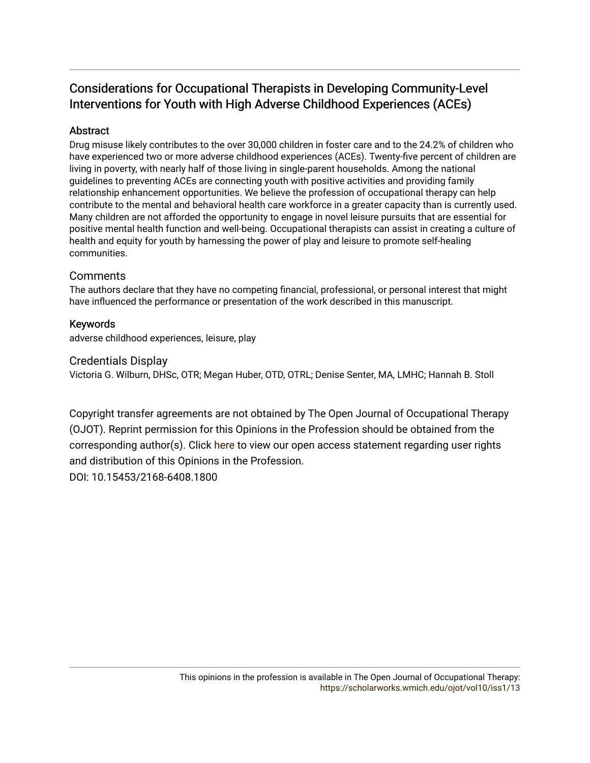# Considerations for Occupational Therapists in Developing Community-Level Interventions for Youth with High Adverse Childhood Experiences (ACEs)

## Abstract

Drug misuse likely contributes to the over 30,000 children in foster care and to the 24.2% of children who have experienced two or more adverse childhood experiences (ACEs). Twenty-five percent of children are living in poverty, with nearly half of those living in single-parent households. Among the national guidelines to preventing ACEs are connecting youth with positive activities and providing family relationship enhancement opportunities. We believe the profession of occupational therapy can help contribute to the mental and behavioral health care workforce in a greater capacity than is currently used. Many children are not afforded the opportunity to engage in novel leisure pursuits that are essential for positive mental health function and well-being. Occupational therapists can assist in creating a culture of health and equity for youth by harnessing the power of play and leisure to promote self-healing communities.

## Comments

The authors declare that they have no competing financial, professional, or personal interest that might have influenced the performance or presentation of the work described in this manuscript.

## Keywords

adverse childhood experiences, leisure, play

## Credentials Display

Victoria G. Wilburn, DHSc, OTR; Megan Huber, OTD, OTRL; Denise Senter, MA, LMHC; Hannah B. Stoll

Copyright transfer agreements are not obtained by The Open Journal of Occupational Therapy (OJOT). Reprint permission for this Opinions in the Profession should be obtained from the corresponding author(s). Click here to view our open access statement regarding user rights and distribution of this Opinions in the Profession.

DOI: 10.15453/2168-6408.1800

This opinions in the profession is available in The Open Journal of Occupational Therapy: https://scholarworks.wmich.edu/ojot/vol10/iss1/13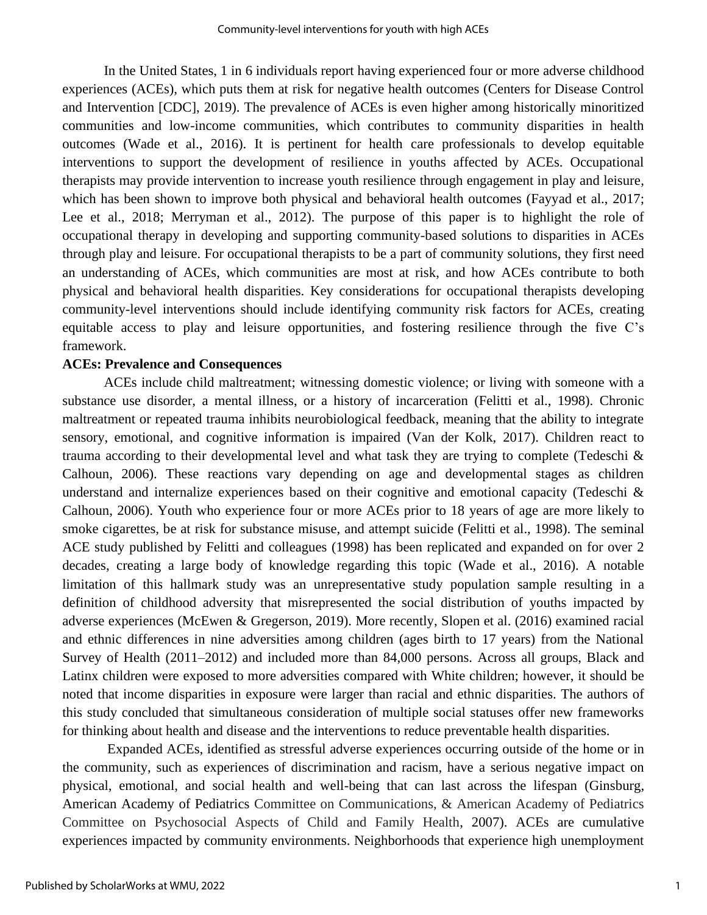In the United States, 1 in 6 individuals report having experienced four or more adverse childhood experiences (ACEs), which puts them at risk for negative health outcomes (Centers for Disease Control and Intervention [CDC], 2019). The prevalence of ACEs is even higher among historically minoritized communities and low-income communities, which contributes to community disparities in health outcomes (Wade et al., 2016). It is pertinent for health care professionals to develop equitable interventions to support the development of resilience in youths affected by ACEs. Occupational therapists may provide intervention to increase youth resilience through engagement in play and leisure, which has been shown to improve both physical and behavioral health outcomes (Fayyad et al., 2017; Lee et al., 2018; Merryman et al., 2012). The purpose of this paper is to highlight the role of occupational therapy in developing and supporting community-based solutions to disparities in ACEs through play and leisure. For occupational therapists to be a part of community solutions, they first need an understanding of ACEs, which communities are most at risk, and how ACEs contribute to both physical and behavioral health disparities. Key considerations for occupational therapists developing community-level interventions should include identifying community risk factors for ACEs, creating equitable access to play and leisure opportunities, and fostering resilience through the five C's framework.

**ACEs: Prevalence and Consequences**

ACEs include child maltreatment; witnessing domestic violence; or living with someone with a substance use disorder, a mental illness, or a history of incarceration (Felitti et al., 1998). Chronic maltreatment or repeated trauma inhibits neurobiological feedback, meaning that the ability to integrate sensory, emotional, and cognitive information is impaired (Van der Kolk, 2017). Children react to trauma according to their developmental level and what task they are trying to complete (Tedeschi & Calhoun, 2006). These reactions vary depending on age and developmental stages as children understand and internalize experiences based on their cognitive and emotional capacity (Tedeschi & Calhoun, 2006). Youth who experience four or more ACEs prior to 18 years of age are more likely to smoke cigarettes, be at risk for substance misuse, and attempt suicide (Felitti et al., 1998). The seminal ACE study published by Felitti and colleagues (1998) has been replicated and expanded on for over 2 decades, creating a large body of knowledge regarding this topic (Wade et al., 2016). A notable limitation of this hallmark study was an unrepresentative study population sample resulting in a definition of childhood adversity that misrepresented the social distribution of youths impacted by adverse experiences (McEwen & Gregerson, 2019). More recently, Slopen et al. (2016) examined racial and ethnic differences in nine adversities among children (ages birth to 17 years) from the National Survey of Health (2011–2012) and included more than 84,000 persons. Across all groups, Black and Latinx children were exposed to more adversities compared with White children; however, it should be noted that income disparities in exposure were larger than racial and ethnic disparities. The authors of this study concluded that simultaneous consideration of multiple social statuses offer new frameworks for thinking about health and disease and the interventions to reduce preventable health disparities.

Expanded ACEs, identified as stressful adverse experiences occurring outside of the home or in the community, such as experiences of discrimination and racism, have a serious negative impact on physical, emotional, and social health and well-being that can last across the lifespan (Ginsburg, American Academy of Pediatrics Committee on Communications, & American Academy of Pediatrics Committee on Psychosocial Aspects of Child and Family Health, 2007). ACEs are cumulative experiences impacted by community environments. Neighborhoods that experience high unemployment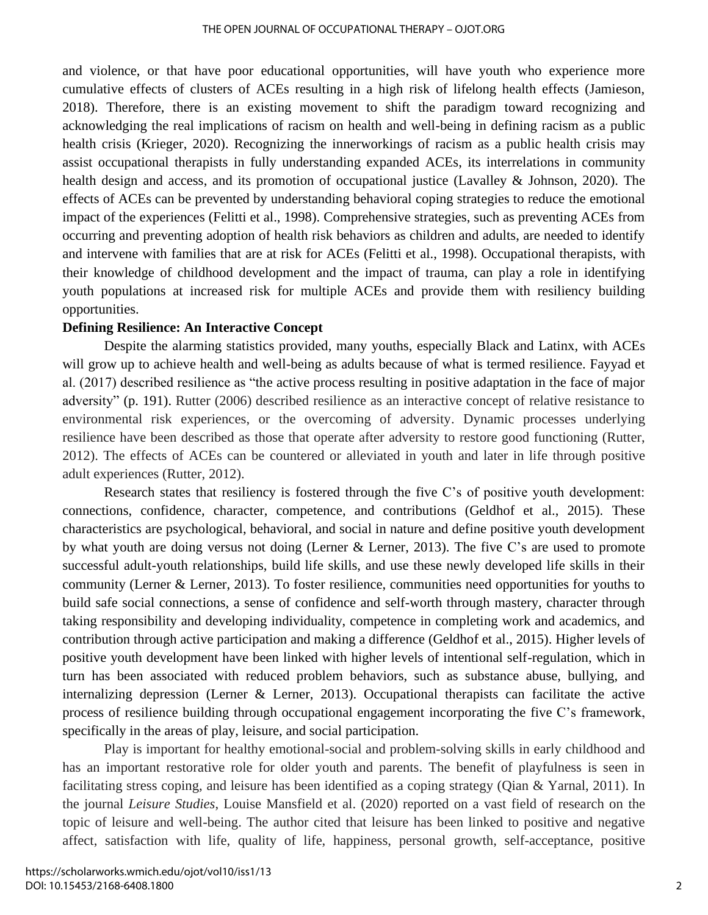and violence, or that have poor educational opportunities, will have youth who experience more cumulative effects of clusters of ACEs resulting in a high risk of lifelong health effects (Jamieson, 2018). Therefore, there is an existing movement to shift the paradigm toward recognizing and acknowledging the real implications of racism on health and well-being in defining racism as a public health crisis (Krieger, 2020). Recognizing the innerworkings of racism as a public health crisis may assist occupational therapists in fully understanding expanded ACEs, its interrelations in community health design and access, and its promotion of occupational justice (Lavalley & Johnson, 2020). The effects of ACEs can be prevented by understanding behavioral coping strategies to reduce the emotional impact of the experiences (Felitti et al., 1998). Comprehensive strategies, such as preventing ACEs from occurring and preventing adoption of health risk behaviors as children and adults, are needed to identify and intervene with families that are at risk for ACEs (Felitti et al., 1998). Occupational therapists, with their knowledge of childhood development and the impact of trauma, can play a role in identifying youth populations at increased risk for multiple ACEs and provide them with resiliency building opportunities.

**Defining Resilience: An Interactive Concept**

Despite the alarming statistics provided, many youths, especially Black and Latinx, with ACEs will grow up to achieve health and well-being as adults because of what is termed resilience. Fayyad et al. (2017) described resilience as "the active process resulting in positive adaptation in the face of major adversity" (p. 191). Rutter (2006) described resilience as an interactive concept of relative resistance to environmental risk experiences, or the overcoming of adversity. Dynamic processes underlying resilience have been described as those that operate after adversity to restore good functioning (Rutter, 2012). The effects of ACEs can be countered or alleviated in youth and later in life through positive adult experiences (Rutter, 2012).

Research states that resiliency is fostered through the five C's of positive youth development: connections, confidence, character, competence, and contributions (Geldhof et al., 2015). These characteristics are psychological, behavioral, and social in nature and define positive youth development by what youth are doing versus not doing (Lerner & Lerner, 2013). The five C's are used to promote successful adult-youth relationships, build life skills, and use these newly developed life skills in their community (Lerner & Lerner, 2013). To foster resilience, communities need opportunities for youths to build safe social connections, a sense of confidence and self-worth through mastery, character through taking responsibility and developing individuality, competence in completing work and academics, and contribution through active participation and making a difference (Geldhof et al., 2015). Higher levels of positive youth development have been linked with higher levels of intentional self-regulation, which in turn has been associated with reduced problem behaviors, such as substance abuse, bullying, and internalizing depression (Lerner & Lerner, 2013). Occupational therapists can facilitate the active process of resilience building through occupational engagement incorporating the five C's framework, specifically in the areas of play, leisure, and social participation.

Play is important for healthy emotional-social and problem-solving skills in early childhood and has an important restorative role for older youth and parents. The benefit of playfulness is seen in facilitating stress coping, and leisure has been identified as a coping strategy (Qian & Yarnal, 2011). In the journal *Leisure Studies*, Louise Mansfield et al. (2020) reported on a vast field of research on the topic of leisure and well-being. The author cited that leisure has been linked to positive and negative affect, satisfaction with life, quality of life, happiness, personal growth, self-acceptance, positive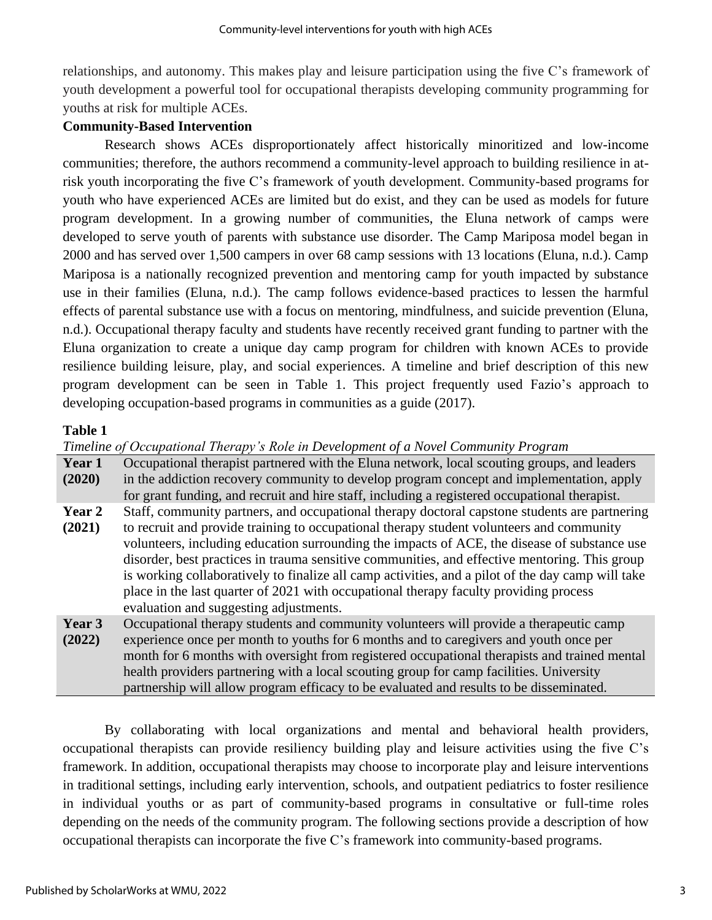relationships, and autonomy. This makes play and leisure participation using the five C's framework of youth development a powerful tool for occupational therapists developing community programming for youths at risk for multiple ACEs.

**Community-Based Intervention**

Research shows ACEs disproportionately affect historically minoritized and low-income communities; therefore, the authors recommend a community-level approach to building resilience in at-risk youth incorporating the five C's framework of youth development. Community-based programs for youth who have experienced ACEs are limited but do exist, and they can be used as models for future program development. In a growing number of communities, the Eluna network of camps were developed to serve youth of parents with substance use disorder. The Camp Mariposa model began in 2000 and has served over 1,500 campers in over 68 camp sessions with 13 locations (Eluna, n.d.). Camp Mariposa is a nationally recognized prevention and mentoring camp for youth impacted by substance use in their families (Eluna, n.d.). The camp follows evidence-based practices to lessen the harmful effects of parental substance use with a focus on mentoring, mindfulness, and suicide prevention (Eluna, n.d.). Occupational therapy faculty and students have recently received grant funding to partner with the Eluna organization to create a unique day camp program for children with known ACEs to provide resilience building leisure, play, and social experiences. A timeline and brief description of this new program development can be seen in Table 1. This project frequently used Fazio's approach to developing occupation-based programs in communities as a guide (2017).

**Table 1**

*Timeline of Occupational Therapy's Role in Development of a Novel Community Program*

| | |
|---|---|
| **Year 1 (2020)** | Occupational therapist partnered with the Eluna network, local scouting groups, and leaders in the addiction recovery community to develop program concept and implementation, apply for grant funding, and recruit and hire staff, including a registered occupational therapist. |
| **Year 2 (2021)** | Staff, community partners, and occupational therapy doctoral capstone students are partnering to recruit and provide training to occupational therapy student volunteers and community volunteers, including education surrounding the impacts of ACE, the disease of substance use disorder, best practices in trauma sensitive communities, and effective mentoring. This group is working collaboratively to finalize all camp activities, and a pilot of the day camp will take place in the last quarter of 2021 with occupational therapy faculty providing process evaluation and suggesting adjustments. |
| **Year 3 (2022)** | Occupational therapy students and community volunteers will provide a therapeutic camp experience once per month to youths for 6 months and to caregivers and youth once per month for 6 months with oversight from registered occupational therapists and trained mental health providers partnering with a local scouting group for camp facilities. University partnership will allow program efficacy to be evaluated and results to be disseminated. |

By collaborating with local organizations and mental and behavioral health providers, occupational therapists can provide resiliency building play and leisure activities using the five C's framework. In addition, occupational therapists may choose to incorporate play and leisure interventions in traditional settings, including early intervention, schools, and outpatient pediatrics to foster resilience in individual youths or as part of community-based programs in consultative or full-time roles depending on the needs of the community program. The following sections provide a description of how occupational therapists can incorporate the five C's framework into community-based programs.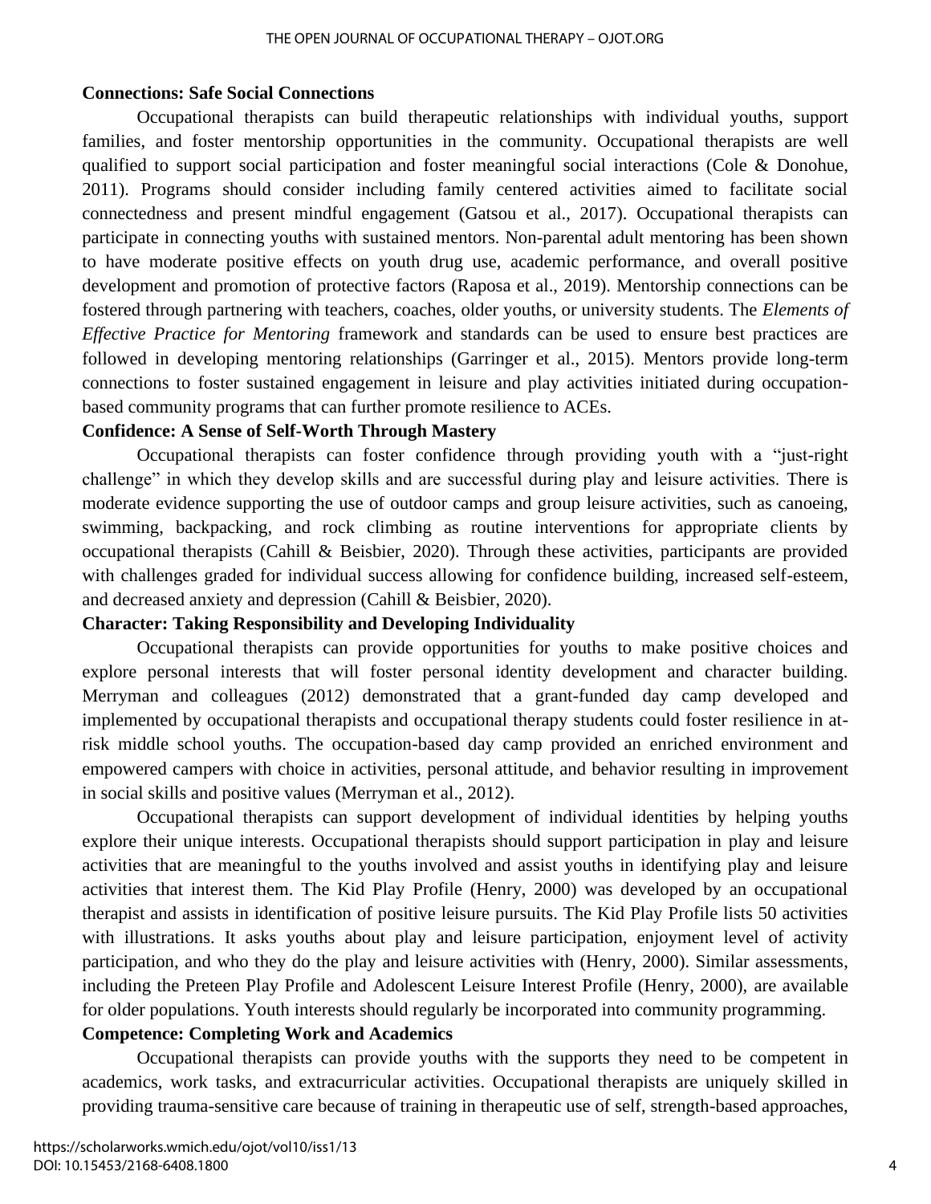**Connections: Safe Social Connections**

Occupational therapists can build therapeutic relationships with individual youths, support families, and foster mentorship opportunities in the community. Occupational therapists are well qualified to support social participation and foster meaningful social interactions (Cole & Donohue, 2011). Programs should consider including family centered activities aimed to facilitate social connectedness and present mindful engagement (Gatsou et al., 2017). Occupational therapists can participate in connecting youths with sustained mentors. Non-parental adult mentoring has been shown to have moderate positive effects on youth drug use, academic performance, and overall positive development and promotion of protective factors (Raposa et al., 2019). Mentorship connections can be fostered through partnering with teachers, coaches, older youths, or university students. The *Elements of Effective Practice for Mentoring* framework and standards can be used to ensure best practices are followed in developing mentoring relationships (Garringer et al., 2015). Mentors provide long-term connections to foster sustained engagement in leisure and play activities initiated during occupation-based community programs that can further promote resilience to ACEs.

**Confidence: A Sense of Self-Worth Through Mastery**

Occupational therapists can foster confidence through providing youth with a "just-right challenge" in which they develop skills and are successful during play and leisure activities. There is moderate evidence supporting the use of outdoor camps and group leisure activities, such as canoeing, swimming, backpacking, and rock climbing as routine interventions for appropriate clients by occupational therapists (Cahill & Beisbier, 2020). Through these activities, participants are provided with challenges graded for individual success allowing for confidence building, increased self-esteem, and decreased anxiety and depression (Cahill & Beisbier, 2020).

**Character: Taking Responsibility and Developing Individuality**

Occupational therapists can provide opportunities for youths to make positive choices and explore personal interests that will foster personal identity development and character building. Merryman and colleagues (2012) demonstrated that a grant-funded day camp developed and implemented by occupational therapists and occupational therapy students could foster resilience in at-risk middle school youths. The occupation-based day camp provided an enriched environment and empowered campers with choice in activities, personal attitude, and behavior resulting in improvement in social skills and positive values (Merryman et al., 2012).

Occupational therapists can support development of individual identities by helping youths explore their unique interests. Occupational therapists should support participation in play and leisure activities that are meaningful to the youths involved and assist youths in identifying play and leisure activities that interest them. The Kid Play Profile (Henry, 2000) was developed by an occupational therapist and assists in identification of positive leisure pursuits. The Kid Play Profile lists 50 activities with illustrations. It asks youths about play and leisure participation, enjoyment level of activity participation, and who they do the play and leisure activities with (Henry, 2000). Similar assessments, including the Preteen Play Profile and Adolescent Leisure Interest Profile (Henry, 2000), are available for older populations. Youth interests should regularly be incorporated into community programming.

**Competence: Completing Work and Academics**

Occupational therapists can provide youths with the supports they need to be competent in academics, work tasks, and extracurricular activities. Occupational therapists are uniquely skilled in providing trauma-sensitive care because of training in therapeutic use of self, strength-based approaches,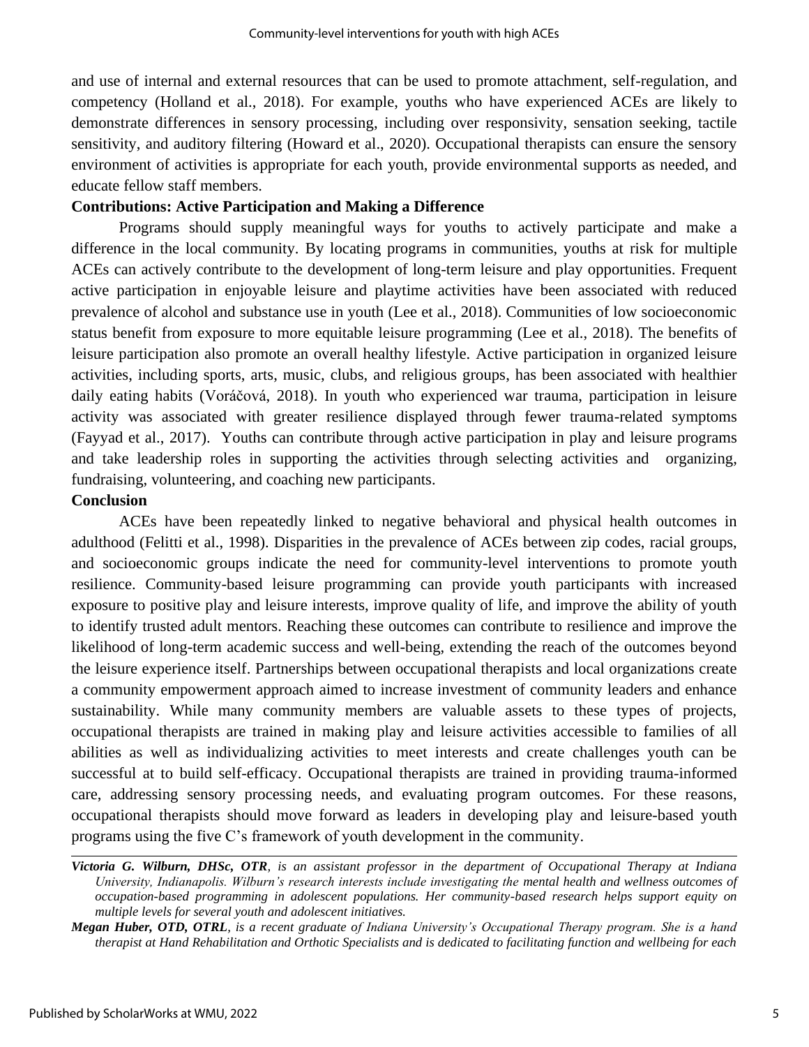and use of internal and external resources that can be used to promote attachment, self-regulation, and competency (Holland et al., 2018). For example, youths who have experienced ACEs are likely to demonstrate differences in sensory processing, including over responsivity, sensation seeking, tactile sensitivity, and auditory filtering (Howard et al., 2020). Occupational therapists can ensure the sensory environment of activities is appropriate for each youth, provide environmental supports as needed, and educate fellow staff members.

### Contributions: Active Participation and Making a Difference

Programs should supply meaningful ways for youths to actively participate and make a difference in the local community. By locating programs in communities, youths at risk for multiple ACEs can actively contribute to the development of long-term leisure and play opportunities. Frequent active participation in enjoyable leisure and playtime activities have been associated with reduced prevalence of alcohol and substance use in youth (Lee et al., 2018). Communities of low socioeconomic status benefit from exposure to more equitable leisure programming (Lee et al., 2018). The benefits of leisure participation also promote an overall healthy lifestyle. Active participation in organized leisure activities, including sports, arts, music, clubs, and religious groups, has been associated with healthier daily eating habits (Voráčová, 2018). In youth who experienced war trauma, participation in leisure activity was associated with greater resilience displayed through fewer trauma-related symptoms (Fayyad et al., 2017). Youths can contribute through active participation in play and leisure programs and take leadership roles in supporting the activities through selecting activities and organizing, fundraising, volunteering, and coaching new participants.

### Conclusion

ACEs have been repeatedly linked to negative behavioral and physical health outcomes in adulthood (Felitti et al., 1998). Disparities in the prevalence of ACEs between zip codes, racial groups, and socioeconomic groups indicate the need for community-level interventions to promote youth resilience. Community-based leisure programming can provide youth participants with increased exposure to positive play and leisure interests, improve quality of life, and improve the ability of youth to identify trusted adult mentors. Reaching these outcomes can contribute to resilience and improve the likelihood of long-term academic success and well-being, extending the reach of the outcomes beyond the leisure experience itself. Partnerships between occupational therapists and local organizations create a community empowerment approach aimed to increase investment of community leaders and enhance sustainability. While many community members are valuable assets to these types of projects, occupational therapists are trained in making play and leisure activities accessible to families of all abilities as well as individualizing activities to meet interests and create challenges youth can be successful at to build self-efficacy. Occupational therapists are trained in providing trauma-informed care, addressing sensory processing needs, and evaluating program outcomes. For these reasons, occupational therapists should move forward as leaders in developing play and leisure-based youth programs using the five C's framework of youth development in the community.

---

***Victoria G. Wilburn, DHSc, OTR**, is an assistant professor in the department of Occupational Therapy at Indiana University, Indianapolis. Wilburn's research interests include investigating the mental health and wellness outcomes of occupation-based programming in adolescent populations. Her community-based research helps support equity on multiple levels for several youth and adolescent initiatives.*

***Megan Huber, OTD, OTRL**, is a recent graduate of Indiana University's Occupational Therapy program. She is a hand therapist at Hand Rehabilitation and Orthotic Specialists and is dedicated to facilitating function and wellbeing for each*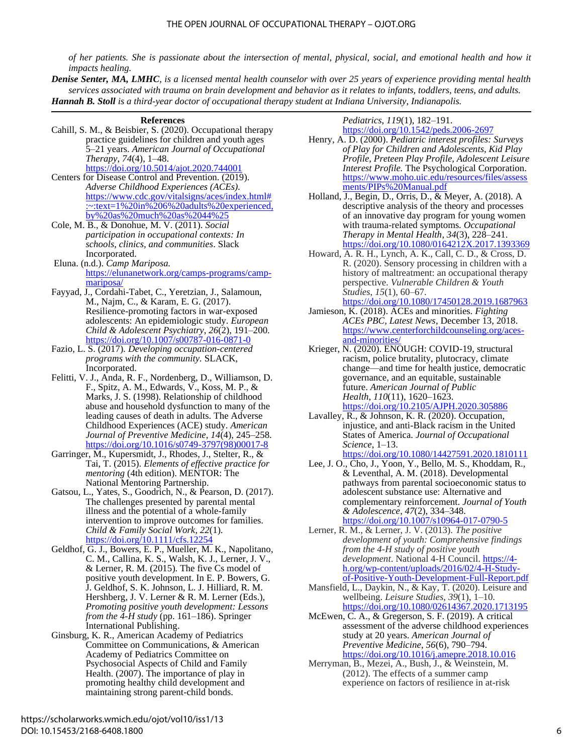*of her patients. She is passionate about the intersection of mental, physical, social, and emotional health and how it impacts healing.*

***Denise Senter, MA, LMHC****, is a licensed mental health counselor with over 25 years of experience providing mental health services associated with trauma on brain development and behavior as it relates to infants, toddlers, teens, and adults.*

***Hannah B. Stoll*** *is a third-year doctor of occupational therapy student at Indiana University, Indianapolis.*

## References

Cahill, S. M., & Beisbier, S. (2020). Occupational therapy practice guidelines for children and youth ages 5–21 years. *American Journal of Occupational Therapy*, *74*(4), 1–48. https://doi.org/10.5014/ajot.2020.744001

Centers for Disease Control and Prevention. (2019). *Adverse Childhood Experiences (ACEs).* https://www.cdc.gov/vitalsigns/aces/index.html#:~:text=1%20in%206%20adults%20experienced,by%20as%20much%20as%2044%25

Cole, M. B., & Donohue, M. V. (2011). *Social participation in occupational contexts: In schools, clinics, and communities*. Slack Incorporated.

Eluna. (n.d.). *Camp Mariposa.* https://elunanetwork.org/camps-programs/camp-mariposa/

Fayyad, J., Cordahi-Tabet, C., Yeretzian, J., Salamoun, M., Najm, C., & Karam, E. G. (2017). Resilience-promoting factors in war-exposed adolescents: An epidemiologic study. *European Child & Adolescent Psychiatry*, *26*(2), 191–200. https://doi.org/10.1007/s00787-016-0871-0

Fazio, L. S. (2017). *Developing occupation-centered programs with the community.* SLACK, Incorporated.

Felitti, V. J., Anda, R. F., Nordenberg, D., Williamson, D. F., Spitz, A. M., Edwards, V., Koss, M. P., & Marks, J. S. (1998). Relationship of childhood abuse and household dysfunction to many of the leading causes of death in adults. The Adverse Childhood Experiences (ACE) study. *American Journal of Preventive Medicine*, *14*(4), 245–258. https://doi.org/10.1016/s0749-3797(98)00017-8

Garringer, M., Kupersmidt, J., Rhodes, J., Stelter, R., & Tai, T. (2015). *Elements of effective practice for mentoring* (4th edition). MENTOR: The National Mentoring Partnership.

Gatsou, L., Yates, S., Goodrich, N., & Pearson, D. (2017). The challenges presented by parental mental illness and the potential of a whole-family intervention to improve outcomes for families. *Child & Family Social Work*, *22*(1). https://doi.org/10.1111/cfs.12254

Geldhof, G. J., Bowers, E. P., Mueller, M. K., Napolitano, C. M., Callina, K. S., Walsh, K. J., Lerner, J. V., & Lerner, R. M. (2015). The five Cs model of positive youth development. In E. P. Bowers, G. J. Geldhof, S. K. Johnson, L. J. Hilliard, R. M. Hershberg, J. V. Lerner & R. M. Lerner (Eds.), *Promoting positive youth development: Lessons from the 4-H study* (pp. 161–186). Springer International Publishing.

Ginsburg, K. R., American Academy of Pediatrics Committee on Communications, & American Academy of Pediatrics Committee on Psychosocial Aspects of Child and Family Health. (2007). The importance of play in promoting healthy child development and maintaining strong parent-child bonds. *Pediatrics*, *119*(1), 182–191. https://doi.org/10.1542/peds.2006-2697

Henry, A. D. (2000). *Pediatric interest profiles: Surveys of Play for Children and Adolescents, Kid Play Profile, Preteen Play Profile, Adolescent Leisure Interest Profile.* The Psychological Corporation. https://www.moho.uic.edu/resources/files/assessments/PIPs%20Manual.pdf

Holland, J., Begin, D., Orris, D., & Meyer, A. (2018). A descriptive analysis of the theory and processes of an innovative day program for young women with trauma-related symptoms. *Occupational Therapy in Mental Health*, *34*(3), 228–241. https://doi.org/10.1080/0164212X.2017.1393369

Howard, A. R. H., Lynch, A. K., Call, C. D., & Cross, D. R. (2020). Sensory processing in children with a history of maltreatment: an occupational therapy perspective. *Vulnerable Children & Youth Studies*, *15*(1), 60–67. https://doi.org/10.1080/17450128.2019.1687963

Jamieson, K. (2018). ACEs and minorities. *Fighting ACEs PBC, Latest News*, December 13, 2018. https://www.centerforchildcounseling.org/aces-and-minorities/

Krieger, N. (2020). ENOUGH: COVID-19, structural racism, police brutality, plutocracy, climate change—and time for health justice, democratic governance, and an equitable, sustainable future. *American Journal of Public Health*, *110*(11), 1620–1623. https://doi.org/10.2105/AJPH.2020.305886

Lavalley, R., & Johnson, K. R. (2020). Occupation, injustice, and anti-Black racism in the United States of America. *Journal of Occupational Science*, 1–13. https://doi.org/10.1080/14427591.2020.1810111

Lee, J. O., Cho, J., Yoon, Y., Bello, M. S., Khoddam, R., & Leventhal, A. M. (2018). Developmental pathways from parental socioeconomic status to adolescent substance use: Alternative and complementary reinforcement. *Journal of Youth & Adolescence*, *47*(2), 334–348. https://doi.org/10.1007/s10964-017-0790-5

Lerner, R. M., & Lerner, J. V. (2013). *The positive development of youth: Comprehensive findings from the 4-H study of positive youth development*. National 4-H Council. https://4-h.org/wp-content/uploads/2016/02/4-H-Study-of-Positive-Youth-Development-Full-Report.pdf

Mansfield, L., Daykin, N., & Kay, T. (2020). Leisure and wellbeing. *Leisure Studies*, *39*(1), 1–10. https://doi.org/10.1080/02614367.2020.1713195

McEwen, C. A., & Gregerson, S. F. (2019). A critical assessment of the adverse childhood experiences study at 20 years. *American Journal of Preventive Medicine*, *56*(6), 790–794. https://doi.org/10.1016/j.amepre.2018.10.016

Merryman, B., Mezei, A., Bush, J., & Weinstein, M. (2012). The effects of a summer camp experience on factors of resilience in at-risk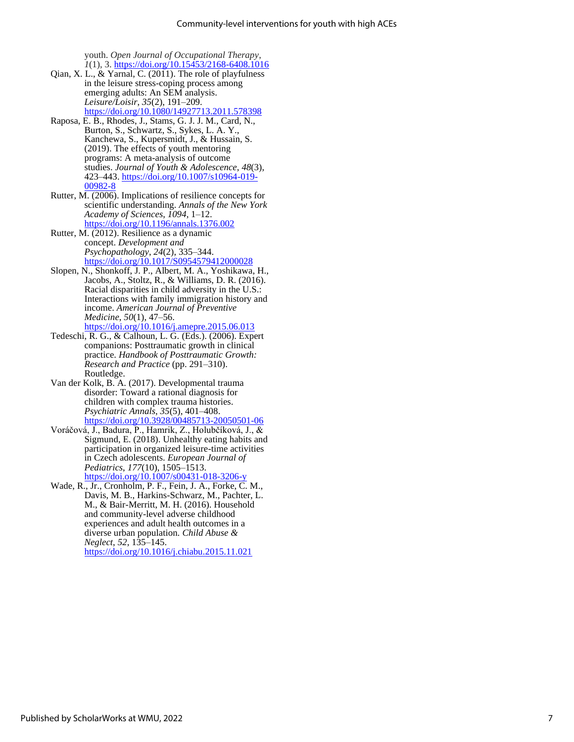youth. *Open Journal of Occupational Therapy*, *1*(1), 3. https://doi.org/10.15453/2168-6408.1016

Qian, X. L., & Yarnal, C. (2011). The role of playfulness in the leisure stress-coping process among emerging adults: An SEM analysis. *Leisure/Loisir*, *35*(2), 191–209. https://doi.org/10.1080/14927713.2011.578398

Raposa, E. B., Rhodes, J., Stams, G. J. J. M., Card, N., Burton, S., Schwartz, S., Sykes, L. A. Y., Kanchewa, S., Kupersmidt, J., & Hussain, S. (2019). The effects of youth mentoring programs: A meta-analysis of outcome studies. *Journal of Youth & Adolescence*, *48*(3), 423–443. https://doi.org/10.1007/s10964-019-00982-8

Rutter, M. (2006). Implications of resilience concepts for scientific understanding. *Annals of the New York Academy of Sciences*, *1094*, 1–12. https://doi.org/10.1196/annals.1376.002

Rutter, M. (2012). Resilience as a dynamic concept. *Development and Psychopathology*, *24*(2), 335–344. https://doi.org/10.1017/S0954579412000028

Slopen, N., Shonkoff, J. P., Albert, M. A., Yoshikawa, H., Jacobs, A., Stoltz, R., & Williams, D. R. (2016). Racial disparities in child adversity in the U.S.: Interactions with family immigration history and income. *American Journal of Preventive Medicine*, *50*(1), 47–56. https://doi.org/10.1016/j.amepre.2015.06.013

Tedeschi, R. G., & Calhoun, L. G. (Eds.). (2006). Expert companions: Posttraumatic growth in clinical practice. *Handbook of Posttraumatic Growth: Research and Practice* (pp. 291–310). Routledge.

Van der Kolk, B. A. (2017). Developmental trauma disorder: Toward a rational diagnosis for children with complex trauma histories. *Psychiatric Annals*, *35*(5), 401–408. https://doi.org/10.3928/00485713-20050501-06

Voráčová, J., Badura, P., Hamrik, Z., Holubčíková, J., & Sigmund, E. (2018). Unhealthy eating habits and participation in organized leisure-time activities in Czech adolescents. *European Journal of Pediatrics*, *177*(10), 1505–1513. https://doi.org/10.1007/s00431-018-3206-y

Wade, R., Jr., Cronholm, P. F., Fein, J. A., Forke, C. M., Davis, M. B., Harkins-Schwarz, M., Pachter, L. M., & Bair-Merritt, M. H. (2016). Household and community-level adverse childhood experiences and adult health outcomes in a diverse urban population. *Child Abuse & Neglect*, *52*, 135–145. https://doi.org/10.1016/j.chiabu.2015.11.021